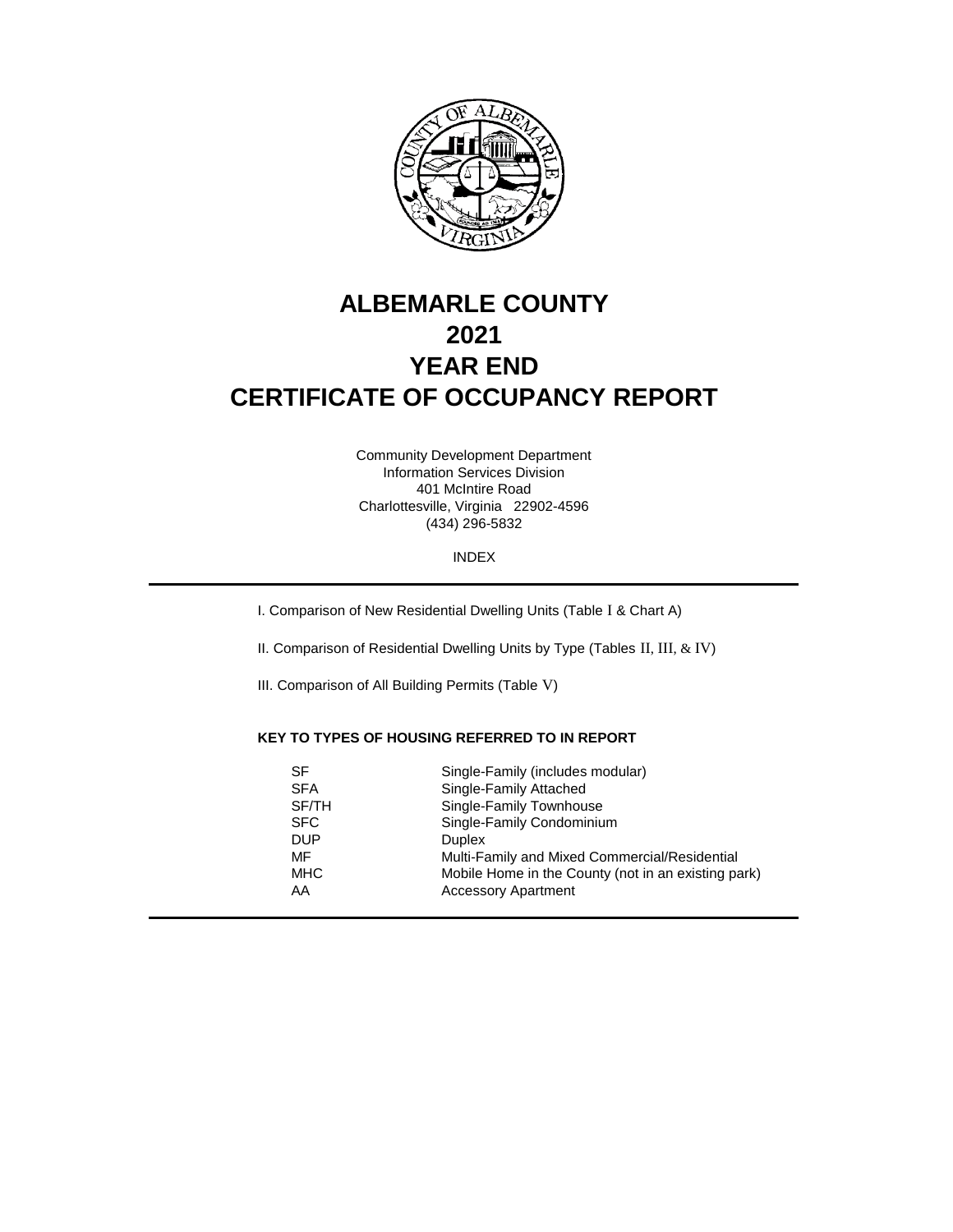# ALBEMARLE COUNTY
# 2021
# YEAR END
# CERTIFICATE OF OCCUPANCY REPORT

Community Development Department
Information Services Division
401 McIntire Road
Charlottesville, Virginia 22902-4596
(434) 296-5832

INDEX

I. Comparison of New Residential Dwelling Units (Table I & Chart A)

II. Comparison of Residential Dwelling Units by Type (Tables II, III, & IV)

III. Comparison of All Building Permits (Table V)

**KEY TO TYPES OF HOUSING REFERRED TO IN REPORT**

| | |
|---|---|
| SF | Single-Family (includes modular) |
| SFA | Single-Family Attached |
| SF/TH | Single-Family Townhouse |
| SFC | Single-Family Condominium |
| DUP | Duplex |
| MF | Multi-Family and Mixed Commercial/Residential |
| MHC | Mobile Home in the County (not in an existing park) |
| AA | Accessory Apartment |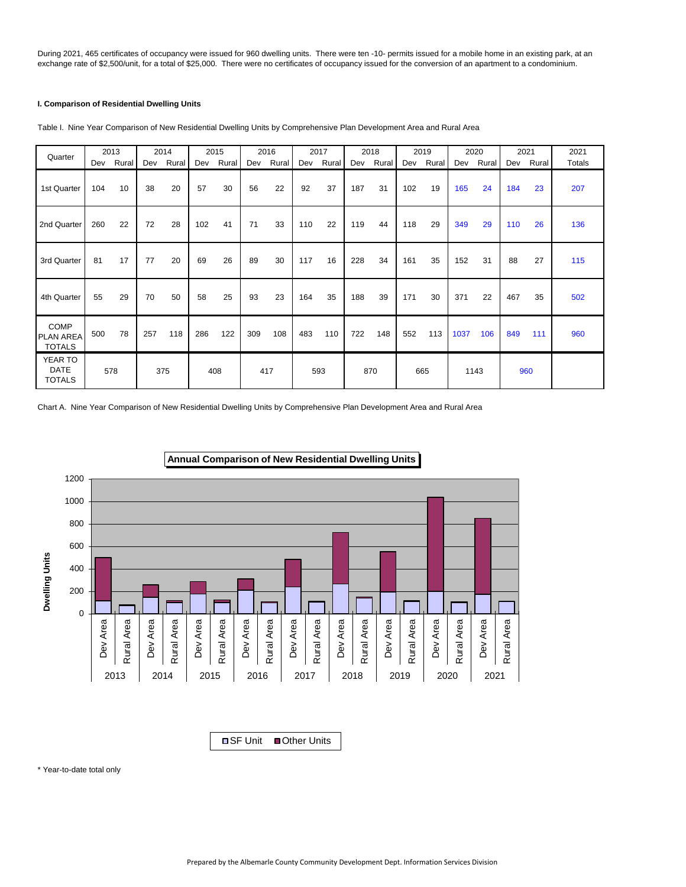During 2021, 465 certificates of occupancy were issued for 960 dwelling units. There were ten -10- permits issued for a mobile home in an existing park, at an exchange rate of $2,500/unit, for a total of $25,000. There were no certificates of occupancy issued for the conversion of an apartment to a condominium.

**I. Comparison of Residential Dwelling Units**

Table I. Nine Year Comparison of New Residential Dwelling Units by Comprehensive Plan Development Area and Rural Area

| Quarter | 2013 | | 2014 | | 2015 | | 2016 | | 2017 | | 2018 | | 2019 | | 2020 | | 2021 | | 2021 |
|---|---|---|---|---|---|---|---|---|---|---|---|---|---|---|---|---|---|---|---|
| | Dev | Rural | Dev | Rural | Dev | Rural | Dev | Rural | Dev | Rural | Dev | Rural | Dev | Rural | Dev | Rural | Dev | Rural | Totals |
| 1st Quarter | 104 | 10 | 38 | 20 | 57 | 30 | 56 | 22 | 92 | 37 | 187 | 31 | 102 | 19 | 165 | 24 | 184 | 23 | 207 |
| 2nd Quarter | 260 | 22 | 72 | 28 | 102 | 41 | 71 | 33 | 110 | 22 | 119 | 44 | 118 | 29 | 349 | 29 | 110 | 26 | 136 |
| 3rd Quarter | 81 | 17 | 77 | 20 | 69 | 26 | 89 | 30 | 117 | 16 | 228 | 34 | 161 | 35 | 152 | 31 | 88 | 27 | 115 |
| 4th Quarter | 55 | 29 | 70 | 50 | 58 | 25 | 93 | 23 | 164 | 35 | 188 | 39 | 171 | 30 | 371 | 22 | 467 | 35 | 502 |
| COMP PLAN AREA TOTALS | 500 | 78 | 257 | 118 | 286 | 122 | 309 | 108 | 483 | 110 | 722 | 148 | 552 | 113 | 1037 | 106 | 849 | 111 | 960 |
| YEAR TO DATE TOTALS | 578 | | 375 | | 408 | | 417 | | 593 | | 870 | | 665 | | 1143 | | 960 | | |

Chart A. Nine Year Comparison of New Residential Dwelling Units by Comprehensive Plan Development Area and Rural Area

\* Year-to-date total only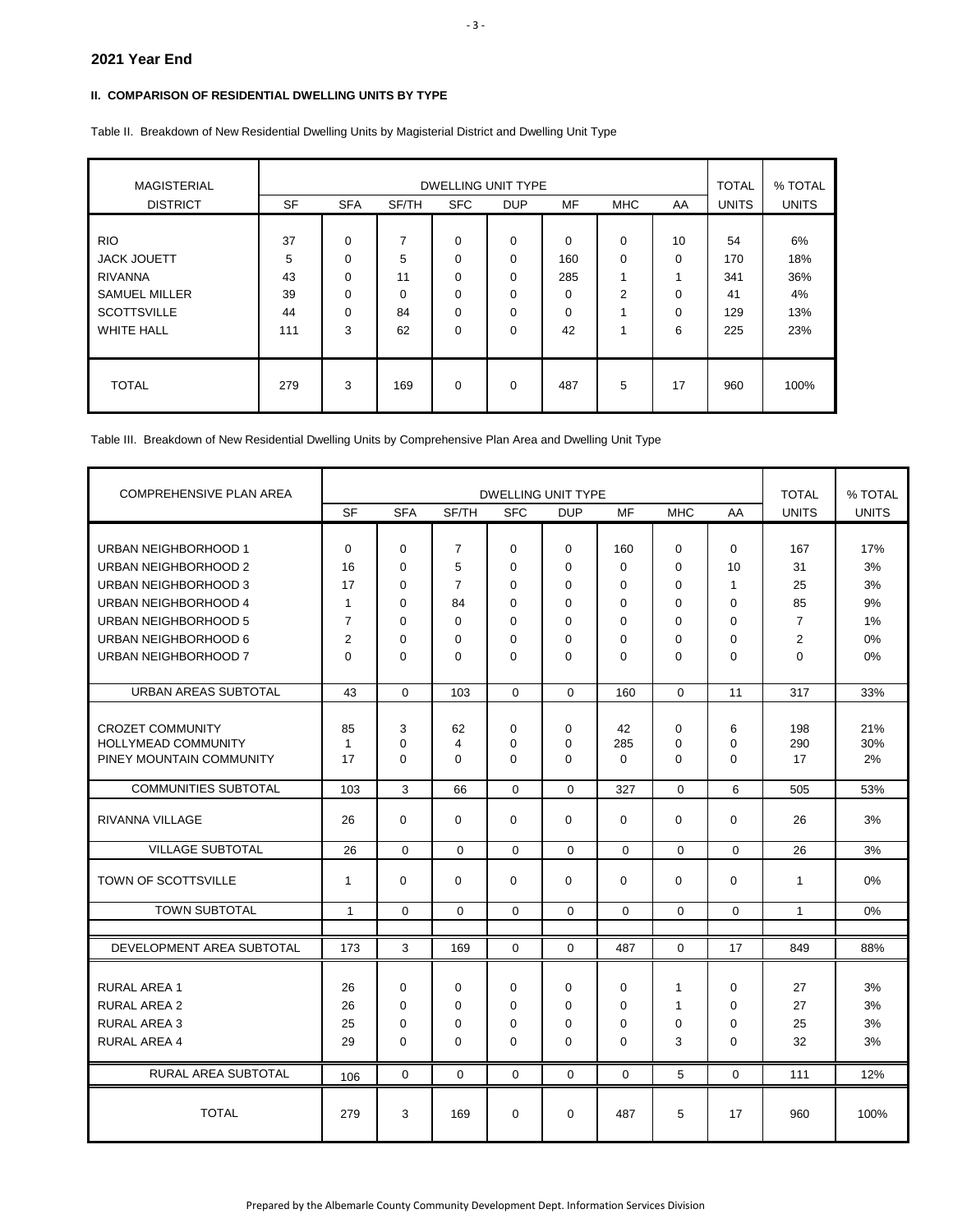## 2021 Year End

### II. COMPARISON OF RESIDENTIAL DWELLING UNITS BY TYPE

Table II. Breakdown of New Residential Dwelling Units by Magisterial District and Dwelling Unit Type

| MAGISTERIAL DISTRICT | DWELLING UNIT TYPE | | | | | | | | TOTAL UNITS | % TOTAL UNITS |
|---|---|---|---|---|---|---|---|---|---|---|
| | SF | SFA | SF/TH | SFC | DUP | MF | MHC | AA | | |
| RIO | 37 | 0 | 7 | 0 | 0 | 0 | 0 | 10 | 54 | 6% |
| JACK JOUETT | 5 | 0 | 5 | 0 | 0 | 160 | 0 | 0 | 170 | 18% |
| RIVANNA | 43 | 0 | 11 | 0 | 0 | 285 | 1 | 1 | 341 | 36% |
| SAMUEL MILLER | 39 | 0 | 0 | 0 | 0 | 0 | 2 | 0 | 41 | 4% |
| SCOTTSVILLE | 44 | 0 | 84 | 0 | 0 | 0 | 1 | 0 | 129 | 13% |
| WHITE HALL | 111 | 3 | 62 | 0 | 0 | 42 | 1 | 6 | 225 | 23% |
| TOTAL | 279 | 3 | 169 | 0 | 0 | 487 | 5 | 17 | 960 | 100% |

Table III. Breakdown of New Residential Dwelling Units by Comprehensive Plan Area and Dwelling Unit Type

| COMPREHENSIVE PLAN AREA | DWELLING UNIT TYPE | | | | | | | | TOTAL UNITS | % TOTAL UNITS |
|---|---|---|---|---|---|---|---|---|---|---|
| | SF | SFA | SF/TH | SFC | DUP | MF | MHC | AA | | |
| URBAN NEIGHBORHOOD 1 | 0 | 0 | 7 | 0 | 0 | 160 | 0 | 0 | 167 | 17% |
| URBAN NEIGHBORHOOD 2 | 16 | 0 | 5 | 0 | 0 | 0 | 0 | 10 | 31 | 3% |
| URBAN NEIGHBORHOOD 3 | 17 | 0 | 7 | 0 | 0 | 0 | 0 | 1 | 25 | 3% |
| URBAN NEIGHBORHOOD 4 | 1 | 0 | 84 | 0 | 0 | 0 | 0 | 0 | 85 | 9% |
| URBAN NEIGHBORHOOD 5 | 7 | 0 | 0 | 0 | 0 | 0 | 0 | 0 | 7 | 1% |
| URBAN NEIGHBORHOOD 6 | 2 | 0 | 0 | 0 | 0 | 0 | 0 | 0 | 2 | 0% |
| URBAN NEIGHBORHOOD 7 | 0 | 0 | 0 | 0 | 0 | 0 | 0 | 0 | 0 | 0% |
| URBAN AREAS SUBTOTAL | 43 | 0 | 103 | 0 | 0 | 160 | 0 | 11 | 317 | 33% |
| CROZET COMMUNITY | 85 | 3 | 62 | 0 | 0 | 42 | 0 | 6 | 198 | 21% |
| HOLLYMEAD COMMUNITY | 1 | 0 | 4 | 0 | 0 | 285 | 0 | 0 | 290 | 30% |
| PINEY MOUNTAIN COMMUNITY | 17 | 0 | 0 | 0 | 0 | 0 | 0 | 0 | 17 | 2% |
| COMMUNITIES SUBTOTAL | 103 | 3 | 66 | 0 | 0 | 327 | 0 | 6 | 505 | 53% |
| RIVANNA VILLAGE | 26 | 0 | 0 | 0 | 0 | 0 | 0 | 0 | 26 | 3% |
| VILLAGE SUBTOTAL | 26 | 0 | 0 | 0 | 0 | 0 | 0 | 0 | 26 | 3% |
| TOWN OF SCOTTSVILLE | 1 | 0 | 0 | 0 | 0 | 0 | 0 | 0 | 1 | 0% |
| TOWN SUBTOTAL | 1 | 0 | 0 | 0 | 0 | 0 | 0 | 0 | 1 | 0% |
| DEVELOPMENT AREA SUBTOTAL | 173 | 3 | 169 | 0 | 0 | 487 | 0 | 17 | 849 | 88% |
| RURAL AREA 1 | 26 | 0 | 0 | 0 | 0 | 0 | 1 | 0 | 27 | 3% |
| RURAL AREA 2 | 26 | 0 | 0 | 0 | 0 | 0 | 1 | 0 | 27 | 3% |
| RURAL AREA 3 | 25 | 0 | 0 | 0 | 0 | 0 | 0 | 0 | 25 | 3% |
| RURAL AREA 4 | 29 | 0 | 0 | 0 | 0 | 0 | 3 | 0 | 32 | 3% |
| RURAL AREA SUBTOTAL | 106 | 0 | 0 | 0 | 0 | 0 | 5 | 0 | 111 | 12% |
| TOTAL | 279 | 3 | 169 | 0 | 0 | 487 | 5 | 17 | 960 | 100% |

Prepared by the Albemarle County Community Development Dept. Information Services Division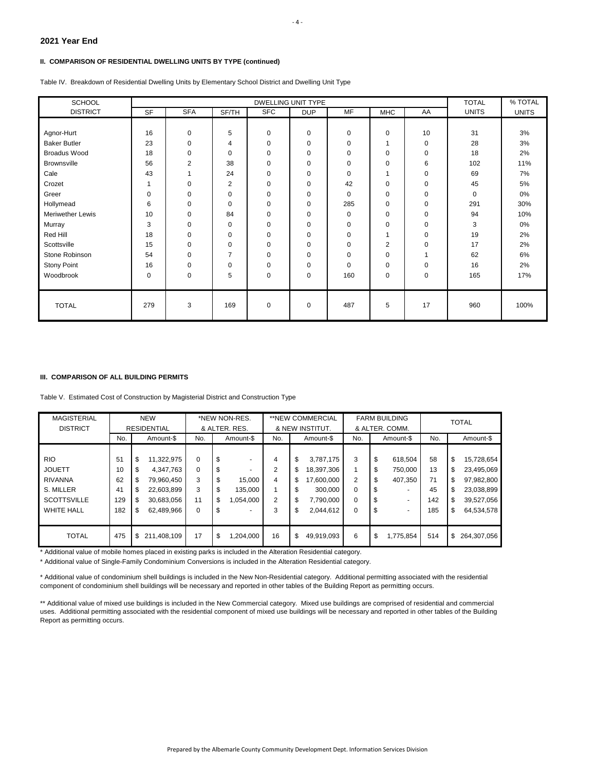## 2021 Year End

### II. COMPARISON OF RESIDENTIAL DWELLING UNITS BY TYPE (continued)

Table IV. Breakdown of Residential Dwelling Units by Elementary School District and Dwelling Unit Type

| SCHOOL DISTRICT | DWELLING UNIT TYPE | | | | | | | | TOTAL UNITS | % TOTAL UNITS |
|---|---|---|---|---|---|---|---|---|---|---|
| | SF | SFA | SF/TH | SFC | DUP | MF | MHC | AA | | |
| Agnor-Hurt | 16 | 0 | 5 | 0 | 0 | 0 | 0 | 10 | 31 | 3% |
| Baker Butler | 23 | 0 | 4 | 0 | 0 | 0 | 1 | 0 | 28 | 3% |
| Broadus Wood | 18 | 0 | 0 | 0 | 0 | 0 | 0 | 0 | 18 | 2% |
| Brownsville | 56 | 2 | 38 | 0 | 0 | 0 | 0 | 6 | 102 | 11% |
| Cale | 43 | 1 | 24 | 0 | 0 | 0 | 1 | 0 | 69 | 7% |
| Crozet | 1 | 0 | 2 | 0 | 0 | 42 | 0 | 0 | 45 | 5% |
| Greer | 0 | 0 | 0 | 0 | 0 | 0 | 0 | 0 | 0 | 0% |
| Hollymead | 6 | 0 | 0 | 0 | 0 | 285 | 0 | 0 | 291 | 30% |
| Meriwether Lewis | 10 | 0 | 84 | 0 | 0 | 0 | 0 | 0 | 94 | 10% |
| Murray | 3 | 0 | 0 | 0 | 0 | 0 | 0 | 0 | 3 | 0% |
| Red Hill | 18 | 0 | 0 | 0 | 0 | 0 | 1 | 0 | 19 | 2% |
| Scottsville | 15 | 0 | 0 | 0 | 0 | 0 | 2 | 0 | 17 | 2% |
| Stone Robinson | 54 | 0 | 7 | 0 | 0 | 0 | 0 | 1 | 62 | 6% |
| Stony Point | 16 | 0 | 0 | 0 | 0 | 0 | 0 | 0 | 16 | 2% |
| Woodbrook | 0 | 0 | 5 | 0 | 0 | 160 | 0 | 0 | 165 | 17% |
| TOTAL | 279 | 3 | 169 | 0 | 0 | 487 | 5 | 17 | 960 | 100% |

### III. COMPARISON OF ALL BUILDING PERMITS

Table V. Estimated Cost of Construction by Magisterial District and Construction Type

| MAGISTERIAL DISTRICT | NEW RESIDENTIAL | | *NEW NON-RES. & ALTER. RES. | | **NEW COMMERCIAL & NEW INSTITUT. | | FARM BUILDING & ALTER. COMM. | | TOTAL | |
|---|---|---|---|---|---|---|---|---|---|---|
| | No. | Amount-$ | No. | Amount-$ | No. | Amount-$ | No. | Amount-$ | No. | Amount-$ |
| RIO | 51 | $ 11,322,975 | 0 | $ - | 4 | $ 3,787,175 | 3 | $ 618,504 | 58 | $ 15,728,654 |
| JOUETT | 10 | $ 4,347,763 | 0 | $ - | 2 | $ 18,397,306 | 1 | $ 750,000 | 13 | $ 23,495,069 |
| RIVANNA | 62 | $ 79,960,450 | 3 | $ 15,000 | 4 | $ 17,600,000 | 2 | $ 407,350 | 71 | $ 97,982,800 |
| S. MILLER | 41 | $ 22,603,899 | 3 | $ 135,000 | 1 | $ 300,000 | 0 | $ - | 45 | $ 23,038,899 |
| SCOTTSVILLE | 129 | $ 30,683,056 | 11 | $ 1,054,000 | 2 | $ 7,790,000 | 0 | $ - | 142 | $ 39,527,056 |
| WHITE HALL | 182 | $ 62,489,966 | 0 | $ - | 3 | $ 2,044,612 | 0 | $ - | 185 | $ 64,534,578 |
| TOTAL | 475 | $ 211,408,109 | 17 | $ 1,204,000 | 16 | $ 49,919,093 | 6 | $ 1,775,854 | 514 | $ 264,307,056 |

\* Additional value of mobile homes placed in existing parks is included in the Alteration Residential category.

\* Additional value of Single-Family Condominium Conversions is included in the Alteration Residential category.

\* Additional value of condominium shell buildings is included in the New Non-Residential category. Additional permitting associated with the residential component of condominium shell buildings will be necessary and reported in other tables of the Building Report as permitting occurs.

** Additional value of mixed use buildings is included in the New Commercial category. Mixed use buildings are comprised of residential and commercial uses. Additional permitting associated with the residential component of mixed use buildings will be necessary and reported in other tables of the Building Report as permitting occurs.

Prepared by the Albemarle County Community Development Dept. Information Services Division